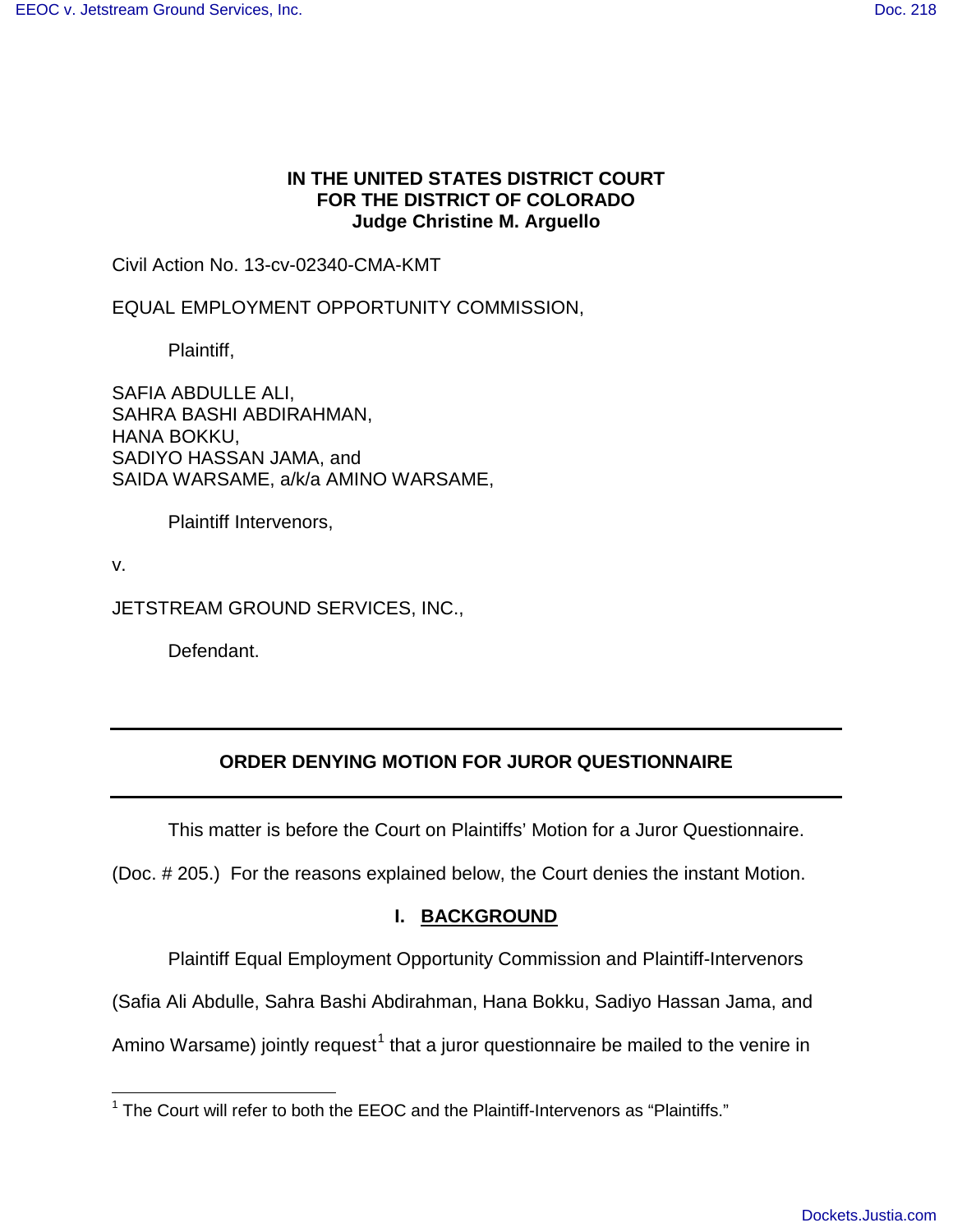**IN THE UNITED STATES DISTRICT COURT**
**FOR THE DISTRICT OF COLORADO**
**Judge Christine M. Arguello**

Civil Action No. 13-cv-02340-CMA-KMT

EQUAL EMPLOYMENT OPPORTUNITY COMMISSION,

Plaintiff,

SAFIA ABDULLE ALI,
SAHRA BASHI ABDIRAHMAN,
HANA BOKKU,
SADIYO HASSAN JAMA, and
SAIDA WARSAME, a/k/a AMINO WARSAME,

Plaintiff Intervenors,

v.

JETSTREAM GROUND SERVICES, INC.,

Defendant.

---

**ORDER DENYING MOTION FOR JUROR QUESTIONNAIRE**

---

This matter is before the Court on Plaintiffs' Motion for a Juror Questionnaire. (Doc. # 205.) For the reasons explained below, the Court denies the instant Motion.

## I. BACKGROUND

Plaintiff Equal Employment Opportunity Commission and Plaintiff-Intervenors (Safia Ali Abdulle, Sahra Bashi Abdirahman, Hana Bokku, Sadiyo Hassan Jama, and Amino Warsame) jointly request[1] that a juror questionnaire be mailed to the venire in

[1] The Court will refer to both the EEOC and the Plaintiff-Intervenors as "Plaintiffs."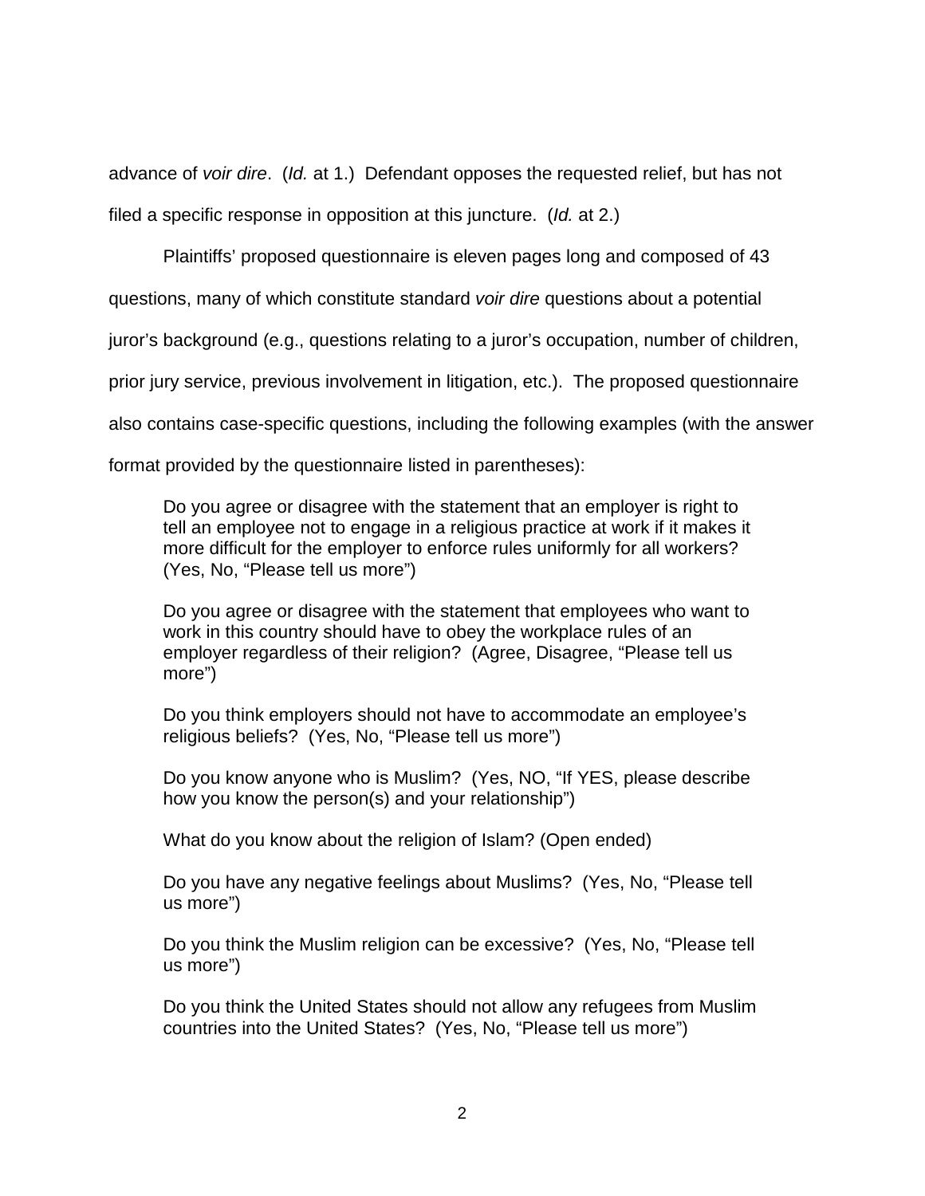advance of *voir dire*. (*Id.* at 1.) Defendant opposes the requested relief, but has not filed a specific response in opposition at this juncture. (*Id.* at 2.)

Plaintiffs' proposed questionnaire is eleven pages long and composed of 43 questions, many of which constitute standard *voir dire* questions about a potential juror's background (e.g., questions relating to a juror's occupation, number of children, prior jury service, previous involvement in litigation, etc.). The proposed questionnaire also contains case-specific questions, including the following examples (with the answer format provided by the questionnaire listed in parentheses):

> Do you agree or disagree with the statement that an employer is right to tell an employee not to engage in a religious practice at work if it makes it more difficult for the employer to enforce rules uniformly for all workers? (Yes, No, "Please tell us more")
>
> Do you agree or disagree with the statement that employees who want to work in this country should have to obey the workplace rules of an employer regardless of their religion? (Agree, Disagree, "Please tell us more")
>
> Do you think employers should not have to accommodate an employee's religious beliefs? (Yes, No, "Please tell us more")
>
> Do you know anyone who is Muslim? (Yes, NO, "If YES, please describe how you know the person(s) and your relationship")
>
> What do you know about the religion of Islam? (Open ended)
>
> Do you have any negative feelings about Muslims? (Yes, No, "Please tell us more")
>
> Do you think the Muslim religion can be excessive? (Yes, No, "Please tell us more")
>
> Do you think the United States should not allow any refugees from Muslim countries into the United States? (Yes, No, "Please tell us more")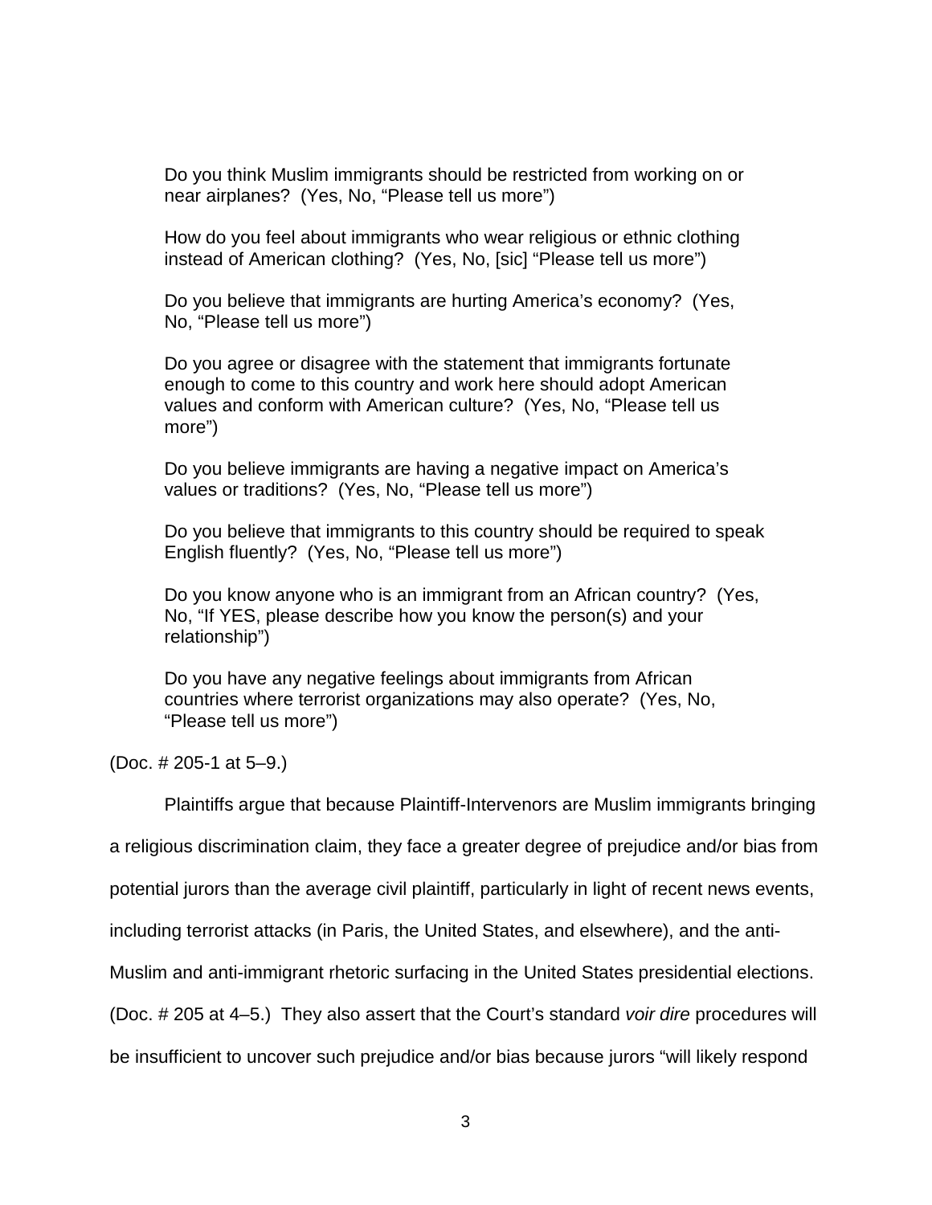> Do you think Muslim immigrants should be restricted from working on or near airplanes? (Yes, No, "Please tell us more")
>
> How do you feel about immigrants who wear religious or ethnic clothing instead of American clothing? (Yes, No, [sic] "Please tell us more")
>
> Do you believe that immigrants are hurting America's economy? (Yes, No, "Please tell us more")
>
> Do you agree or disagree with the statement that immigrants fortunate enough to come to this country and work here should adopt American values and conform with American culture? (Yes, No, "Please tell us more")
>
> Do you believe immigrants are having a negative impact on America's values or traditions? (Yes, No, "Please tell us more")
>
> Do you believe that immigrants to this country should be required to speak English fluently? (Yes, No, "Please tell us more")
>
> Do you know anyone who is an immigrant from an African country? (Yes, No, "If YES, please describe how you know the person(s) and your relationship")
>
> Do you have any negative feelings about immigrants from African countries where terrorist organizations may also operate? (Yes, No, "Please tell us more")

(Doc. # 205-1 at 5–9.)

Plaintiffs argue that because Plaintiff-Intervenors are Muslim immigrants bringing a religious discrimination claim, they face a greater degree of prejudice and/or bias from potential jurors than the average civil plaintiff, particularly in light of recent news events, including terrorist attacks (in Paris, the United States, and elsewhere), and the anti-Muslim and anti-immigrant rhetoric surfacing in the United States presidential elections. (Doc. # 205 at 4–5.) They also assert that the Court's standard *voir dire* procedures will be insufficient to uncover such prejudice and/or bias because jurors "will likely respond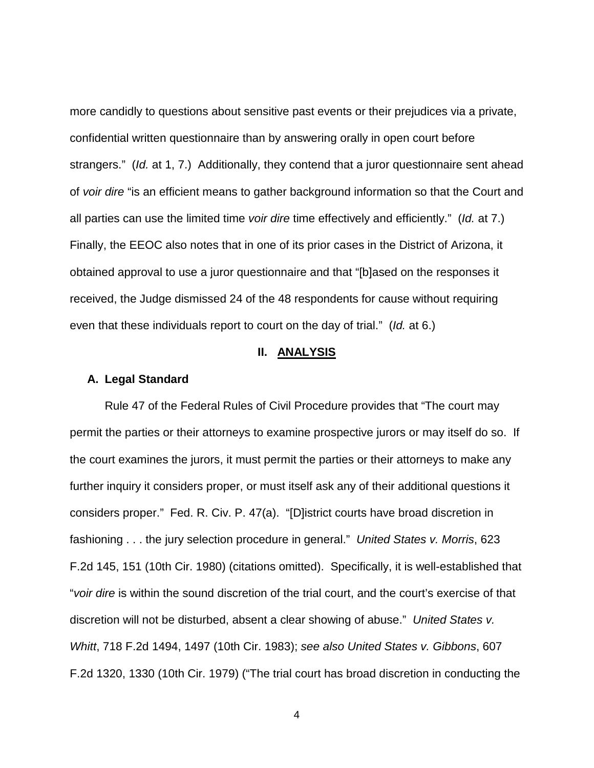more candidly to questions about sensitive past events or their prejudices via a private, confidential written questionnaire than by answering orally in open court before strangers." (*Id.* at 1, 7.) Additionally, they contend that a juror questionnaire sent ahead of *voir dire* "is an efficient means to gather background information so that the Court and all parties can use the limited time *voir dire* time effectively and efficiently." (*Id.* at 7.) Finally, the EEOC also notes that in one of its prior cases in the District of Arizona, it obtained approval to use a juror questionnaire and that "[b]ased on the responses it received, the Judge dismissed 24 of the 48 respondents for cause without requiring even that these individuals report to court on the day of trial." (*Id.* at 6.)

## II. ANALYSIS

### A. Legal Standard

Rule 47 of the Federal Rules of Civil Procedure provides that "The court may permit the parties or their attorneys to examine prospective jurors or may itself do so. If the court examines the jurors, it must permit the parties or their attorneys to make any further inquiry it considers proper, or must itself ask any of their additional questions it considers proper." Fed. R. Civ. P. 47(a). "[D]istrict courts have broad discretion in fashioning . . . the jury selection procedure in general." *United States v. Morris*, 623 F.2d 145, 151 (10th Cir. 1980) (citations omitted). Specifically, it is well-established that "*voir dire* is within the sound discretion of the trial court, and the court's exercise of that discretion will not be disturbed, absent a clear showing of abuse." *United States v. Whitt*, 718 F.2d 1494, 1497 (10th Cir. 1983); *see also United States v. Gibbons*, 607 F.2d 1320, 1330 (10th Cir. 1979) ("The trial court has broad discretion in conducting the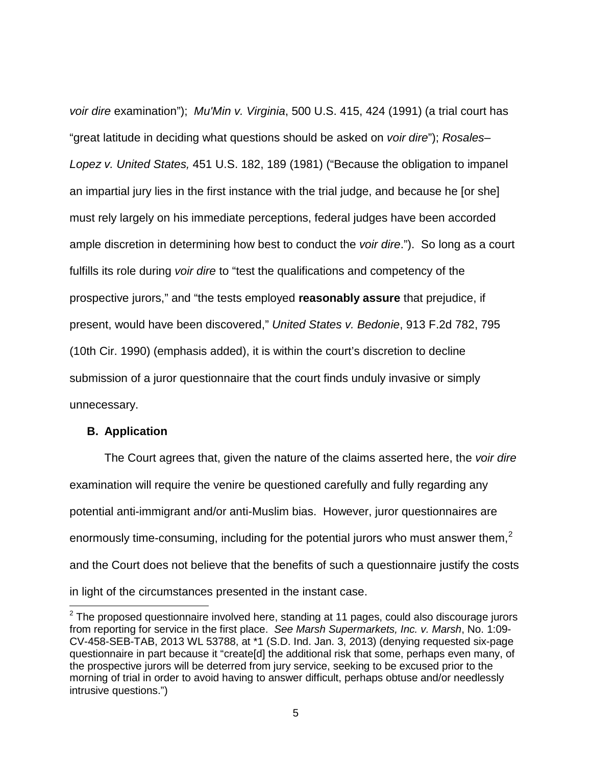*voir dire* examination"); *Mu'Min v. Virginia*, 500 U.S. 415, 424 (1991) (a trial court has "great latitude in deciding what questions should be asked on *voir dire*"); *Rosales–Lopez v. United States,* 451 U.S. 182, 189 (1981) ("Because the obligation to impanel an impartial jury lies in the first instance with the trial judge, and because he [or she] must rely largely on his immediate perceptions, federal judges have been accorded ample discretion in determining how best to conduct the *voir dire*."). So long as a court fulfills its role during *voir dire* to "test the qualifications and competency of the prospective jurors," and "the tests employed **reasonably assure** that prejudice, if present, would have been discovered," *United States v. Bedonie*, 913 F.2d 782, 795 (10th Cir. 1990) (emphasis added), it is within the court's discretion to decline submission of a juror questionnaire that the court finds unduly invasive or simply unnecessary.

### B. Application

The Court agrees that, given the nature of the claims asserted here, the *voir dire* examination will require the venire be questioned carefully and fully regarding any potential anti-immigrant and/or anti-Muslim bias. However, juror questionnaires are enormously time-consuming, including for the potential jurors who must answer them,[2] and the Court does not believe that the benefits of such a questionnaire justify the costs in light of the circumstances presented in the instant case.

[2] The proposed questionnaire involved here, standing at 11 pages, could also discourage jurors from reporting for service in the first place. *See Marsh Supermarkets, Inc. v. Marsh*, No. 1:09-CV-458-SEB-TAB, 2013 WL 53788, at *1 (S.D. Ind. Jan. 3, 2013) (denying requested six-page questionnaire in part because it "create[d] the additional risk that some, perhaps even many, of the prospective jurors will be deterred from jury service, seeking to be excused prior to the morning of trial in order to avoid having to answer difficult, perhaps obtuse and/or needlessly intrusive questions.")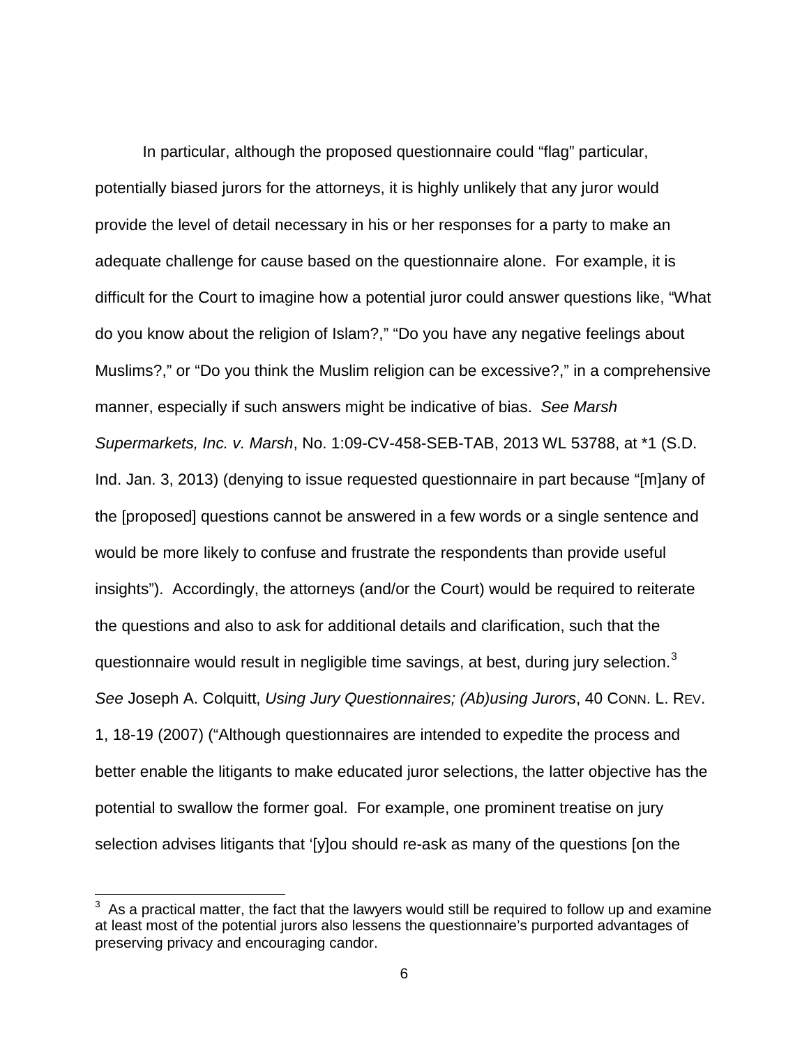In particular, although the proposed questionnaire could "flag" particular, potentially biased jurors for the attorneys, it is highly unlikely that any juror would provide the level of detail necessary in his or her responses for a party to make an adequate challenge for cause based on the questionnaire alone. For example, it is difficult for the Court to imagine how a potential juror could answer questions like, "What do you know about the religion of Islam?," "Do you have any negative feelings about Muslims?," or "Do you think the Muslim religion can be excessive?," in a comprehensive manner, especially if such answers might be indicative of bias. *See Marsh Supermarkets, Inc. v. Marsh*, No. 1:09-CV-458-SEB-TAB, 2013 WL 53788, at *1 (S.D. Ind. Jan. 3, 2013) (denying to issue requested questionnaire in part because "[m]any of the [proposed] questions cannot be answered in a few words or a single sentence and would be more likely to confuse and frustrate the respondents than provide useful insights"). Accordingly, the attorneys (and/or the Court) would be required to reiterate the questions and also to ask for additional details and clarification, such that the questionnaire would result in negligible time savings, at best, during jury selection.[3] *See* Joseph A. Colquitt, *Using Jury Questionnaires; (Ab)using Jurors*, 40 CONN. L. REV. 1, 18-19 (2007) ("Although questionnaires are intended to expedite the process and better enable the litigants to make educated juror selections, the latter objective has the potential to swallow the former goal. For example, one prominent treatise on jury selection advises litigants that '[y]ou should re-ask as many of the questions [on the

---

[3] As a practical matter, the fact that the lawyers would still be required to follow up and examine at least most of the potential jurors also lessens the questionnaire's purported advantages of preserving privacy and encouraging candor.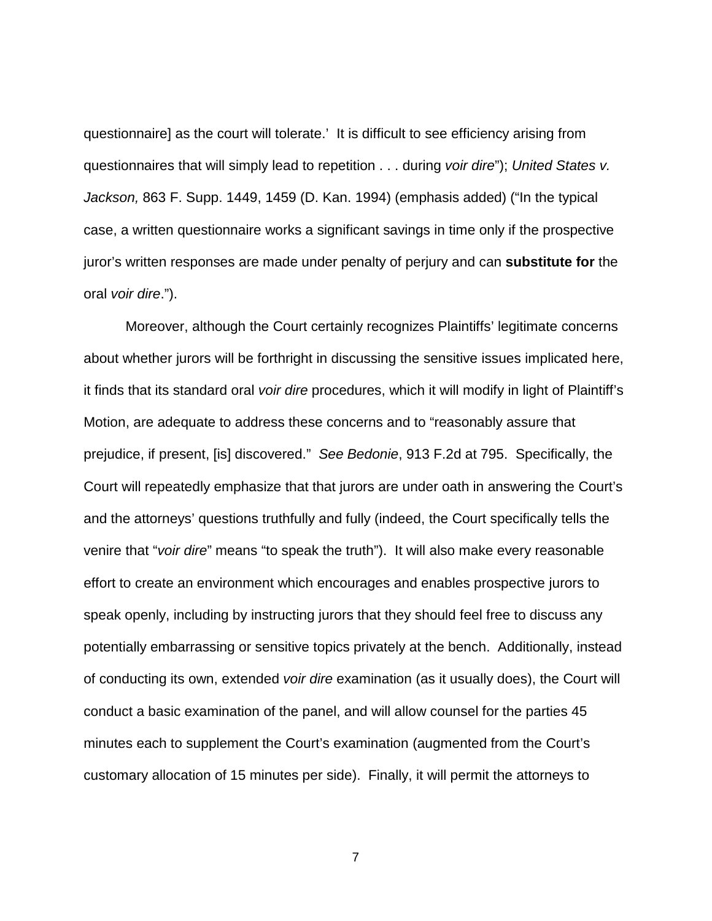questionnaire] as the court will tolerate.' It is difficult to see efficiency arising from questionnaires that will simply lead to repetition . . . during *voir dire*"); *United States v. Jackson,* 863 F. Supp. 1449, 1459 (D. Kan. 1994) (emphasis added) ("In the typical case, a written questionnaire works a significant savings in time only if the prospective juror's written responses are made under penalty of perjury and can **substitute for** the oral *voir dire*.").

Moreover, although the Court certainly recognizes Plaintiffs' legitimate concerns about whether jurors will be forthright in discussing the sensitive issues implicated here, it finds that its standard oral *voir dire* procedures, which it will modify in light of Plaintiff's Motion, are adequate to address these concerns and to "reasonably assure that prejudice, if present, [is] discovered." *See Bedonie*, 913 F.2d at 795. Specifically, the Court will repeatedly emphasize that that jurors are under oath in answering the Court's and the attorneys' questions truthfully and fully (indeed, the Court specifically tells the venire that "*voir dire*" means "to speak the truth"). It will also make every reasonable effort to create an environment which encourages and enables prospective jurors to speak openly, including by instructing jurors that they should feel free to discuss any potentially embarrassing or sensitive topics privately at the bench. Additionally, instead of conducting its own, extended *voir dire* examination (as it usually does), the Court will conduct a basic examination of the panel, and will allow counsel for the parties 45 minutes each to supplement the Court's examination (augmented from the Court's customary allocation of 15 minutes per side). Finally, it will permit the attorneys to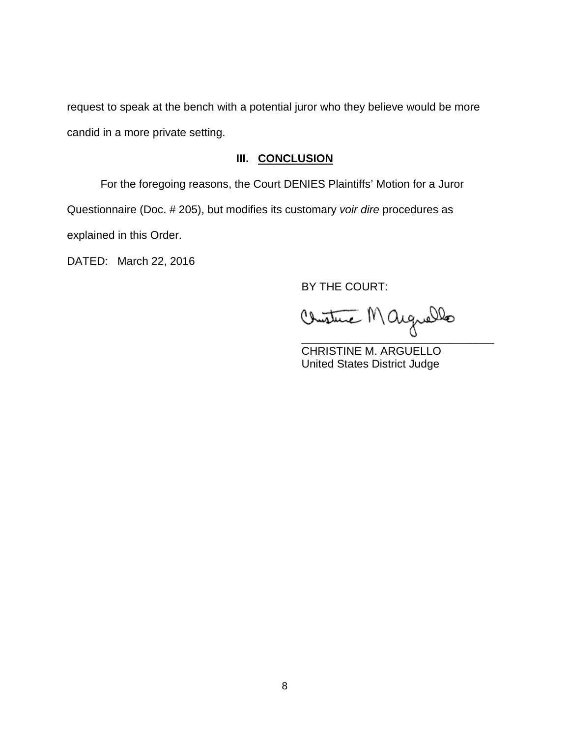request to speak at the bench with a potential juror who they believe would be more candid in a more private setting.

## III. CONCLUSION

For the foregoing reasons, the Court DENIES Plaintiffs' Motion for a Juror Questionnaire (Doc. # 205), but modifies its customary *voir dire* procedures as explained in this Order.

DATED: March 22, 2016

BY THE COURT:

_______________________________
CHRISTINE M. ARGUELLO
United States District Judge